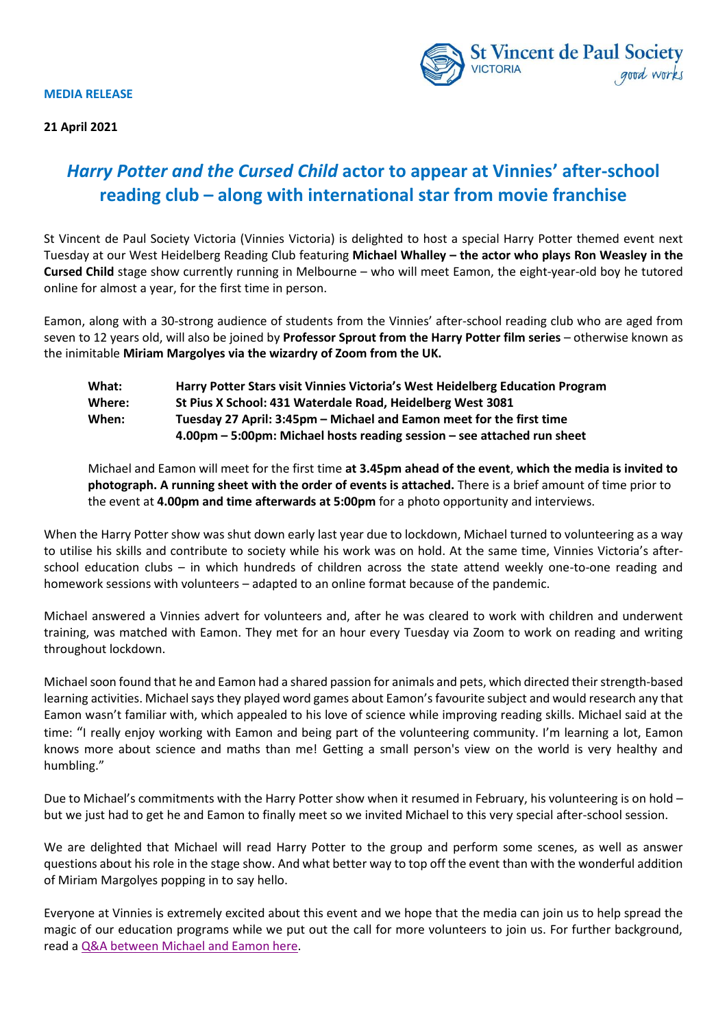St Vincent de Paul Society
VICTORIA
good works

**MEDIA RELEASE**

**21 April 2021**

# *Harry Potter and the Cursed Child* actor to appear at Vinnies' after-school reading club – along with international star from movie franchise

St Vincent de Paul Society Victoria (Vinnies Victoria) is delighted to host a special Harry Potter themed event next Tuesday at our West Heidelberg Reading Club featuring **Michael Whalley – the actor who plays Ron Weasley in the Cursed Child** stage show currently running in Melbourne – who will meet Eamon, the eight-year-old boy he tutored online for almost a year, for the first time in person.

Eamon, along with a 30-strong audience of students from the Vinnies' after-school reading club who are aged from seven to 12 years old, will also be joined by **Professor Sprout from the Harry Potter film series** – otherwise known as the inimitable **Miriam Margolyes via the wizardry of Zoom from the UK.**

| | |
|---|---|
| **What:** | **Harry Potter Stars visit Vinnies Victoria's West Heidelberg Education Program** |
| **Where:** | **St Pius X School: 431 Waterdale Road, Heidelberg West 3081** |
| **When:** | **Tuesday 27 April: 3:45pm – Michael and Eamon meet for the first time**<br>**4.00pm – 5:00pm: Michael hosts reading session – see attached run sheet** |

Michael and Eamon will meet for the first time **at 3.45pm ahead of the event**, **which the media is invited to photograph. A running sheet with the order of events is attached.** There is a brief amount of time prior to the event at **4.00pm and time afterwards at 5:00pm** for a photo opportunity and interviews.

When the Harry Potter show was shut down early last year due to lockdown, Michael turned to volunteering as a way to utilise his skills and contribute to society while his work was on hold. At the same time, Vinnies Victoria's after-school education clubs – in which hundreds of children across the state attend weekly one-to-one reading and homework sessions with volunteers – adapted to an online format because of the pandemic.

Michael answered a Vinnies advert for volunteers and, after he was cleared to work with children and underwent training, was matched with Eamon. They met for an hour every Tuesday via Zoom to work on reading and writing throughout lockdown.

Michael soon found that he and Eamon had a shared passion for animals and pets, which directed their strength-based learning activities. Michael says they played word games about Eamon's favourite subject and would research any that Eamon wasn't familiar with, which appealed to his love of science while improving reading skills. Michael said at the time: "I really enjoy working with Eamon and being part of the volunteering community. I'm learning a lot, Eamon knows more about science and maths than me! Getting a small person's view on the world is very healthy and humbling."

Due to Michael's commitments with the Harry Potter show when it resumed in February, his volunteering is on hold – but we just had to get he and Eamon to finally meet so we invited Michael to this very special after-school session.

We are delighted that Michael will read Harry Potter to the group and perform some scenes, as well as answer questions about his role in the stage show. And what better way to top off the event than with the wonderful addition of Miriam Margolyes popping in to say hello.

Everyone at Vinnies is extremely excited about this event and we hope that the media can join us to help spread the magic of our education programs while we put out the call for more volunteers to join us. For further background, read a Q&A between Michael and Eamon here.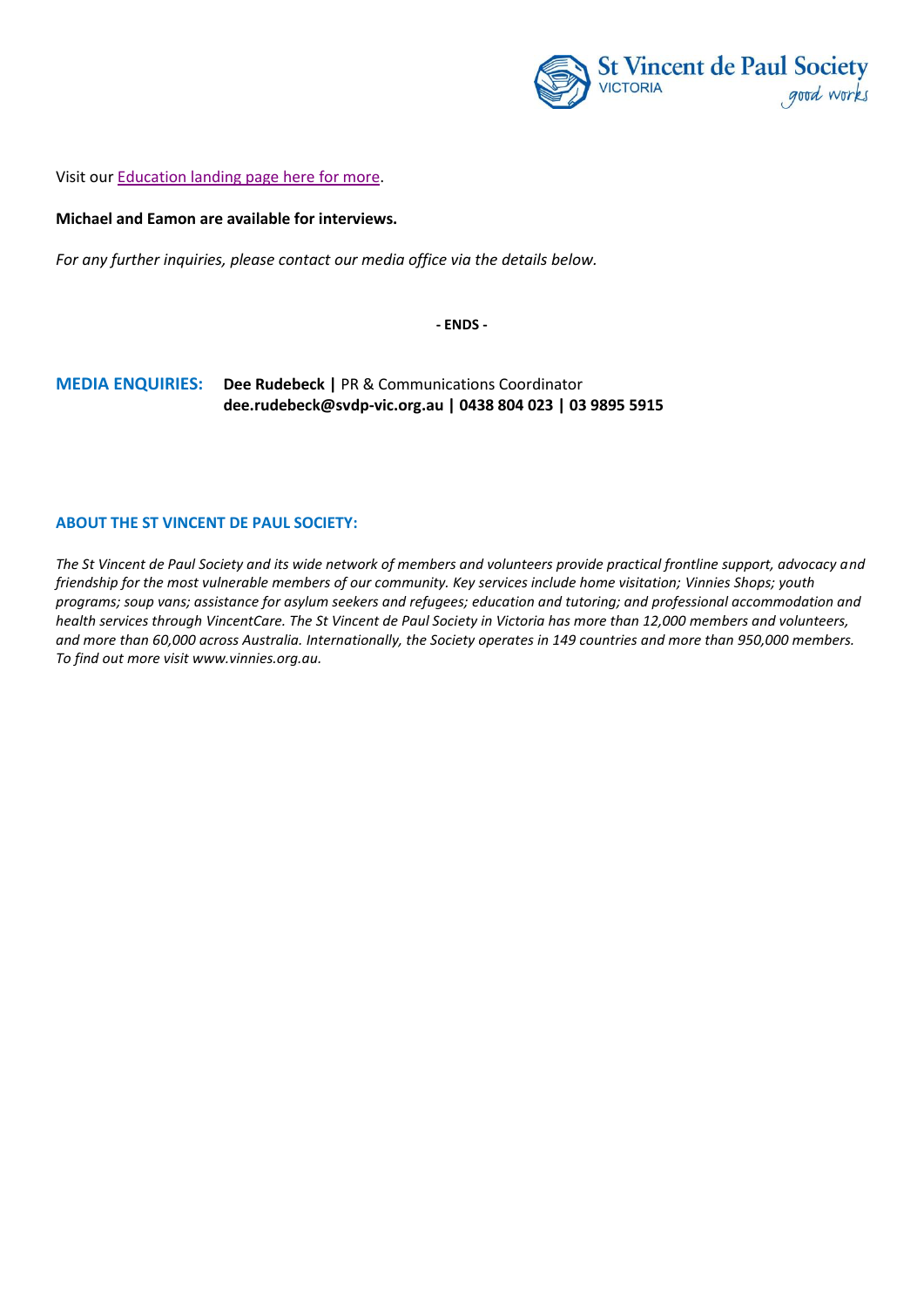Visit our Education landing page here for more.

**Michael and Eamon are available for interviews.**

*For any further inquiries, please contact our media office via the details below.*

**- ENDS -**

**MEDIA ENQUIRIES:** **Dee Rudebeck |** PR & Communications Coordinator
**dee.rudebeck@svdp-vic.org.au | 0438 804 023 | 03 9895 5915**

**ABOUT THE ST VINCENT DE PAUL SOCIETY:**

*The St Vincent de Paul Society and its wide network of members and volunteers provide practical frontline support, advocacy and friendship for the most vulnerable members of our community. Key services include home visitation; Vinnies Shops; youth programs; soup vans; assistance for asylum seekers and refugees; education and tutoring; and professional accommodation and health services through VincentCare. The St Vincent de Paul Society in Victoria has more than 12,000 members and volunteers, and more than 60,000 across Australia. Internationally, the Society operates in 149 countries and more than 950,000 members. To find out more visit www.vinnies.org.au.*